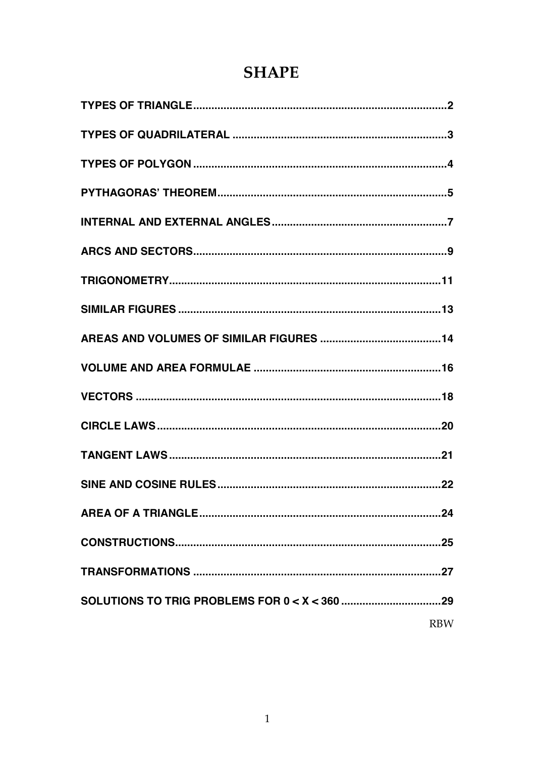# SHAPE

- TYPES OF TRIANGLE .......... 2
- TYPES OF QUADRILATERAL .......... 3
- TYPES OF POLYGON .......... 4
- PYTHAGORAS' THEOREM .......... 5
- INTERNAL AND EXTERNAL ANGLES .......... 7
- ARCS AND SECTORS .......... 9
- TRIGONOMETRY .......... 11
- SIMILAR FIGURES .......... 13
- AREAS AND VOLUMES OF SIMILAR FIGURES .......... 14
- VOLUME AND AREA FORMULAE .......... 16
- VECTORS .......... 18
- CIRCLE LAWS .......... 20
- TANGENT LAWS .......... 21
- SINE AND COSINE RULES .......... 22
- AREA OF A TRIANGLE .......... 24
- CONSTRUCTIONS .......... 25
- TRANSFORMATIONS .......... 27
- SOLUTIONS TO TRIG PROBLEMS FOR $0 < X < 360$ .......... 29

RBW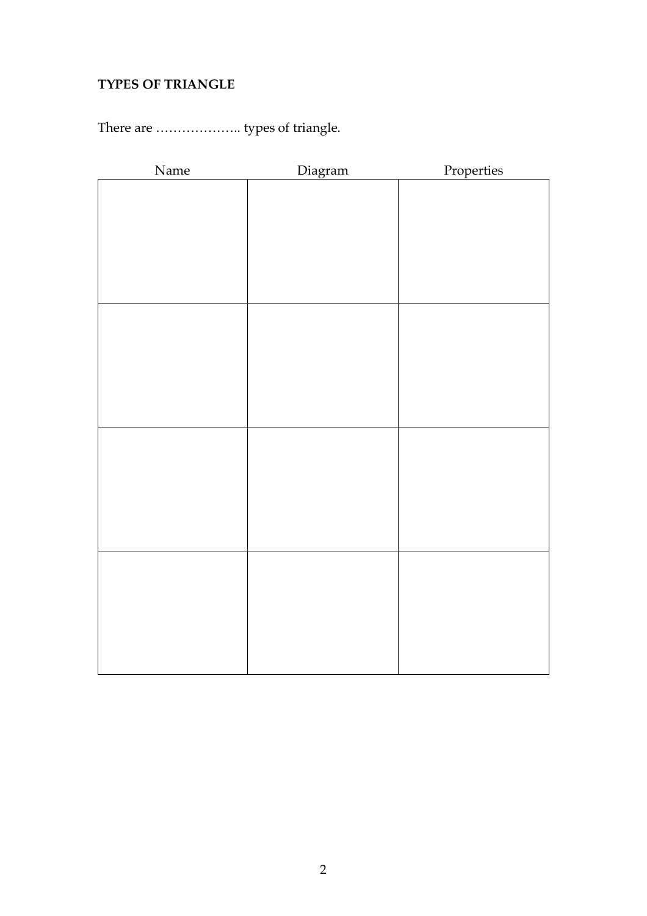**TYPES OF TRIANGLE**

There are ……………….. types of triangle.

| Name | Diagram | Properties |
| --- | --- | --- |
| | | |
| | | |
| | | |
| | | |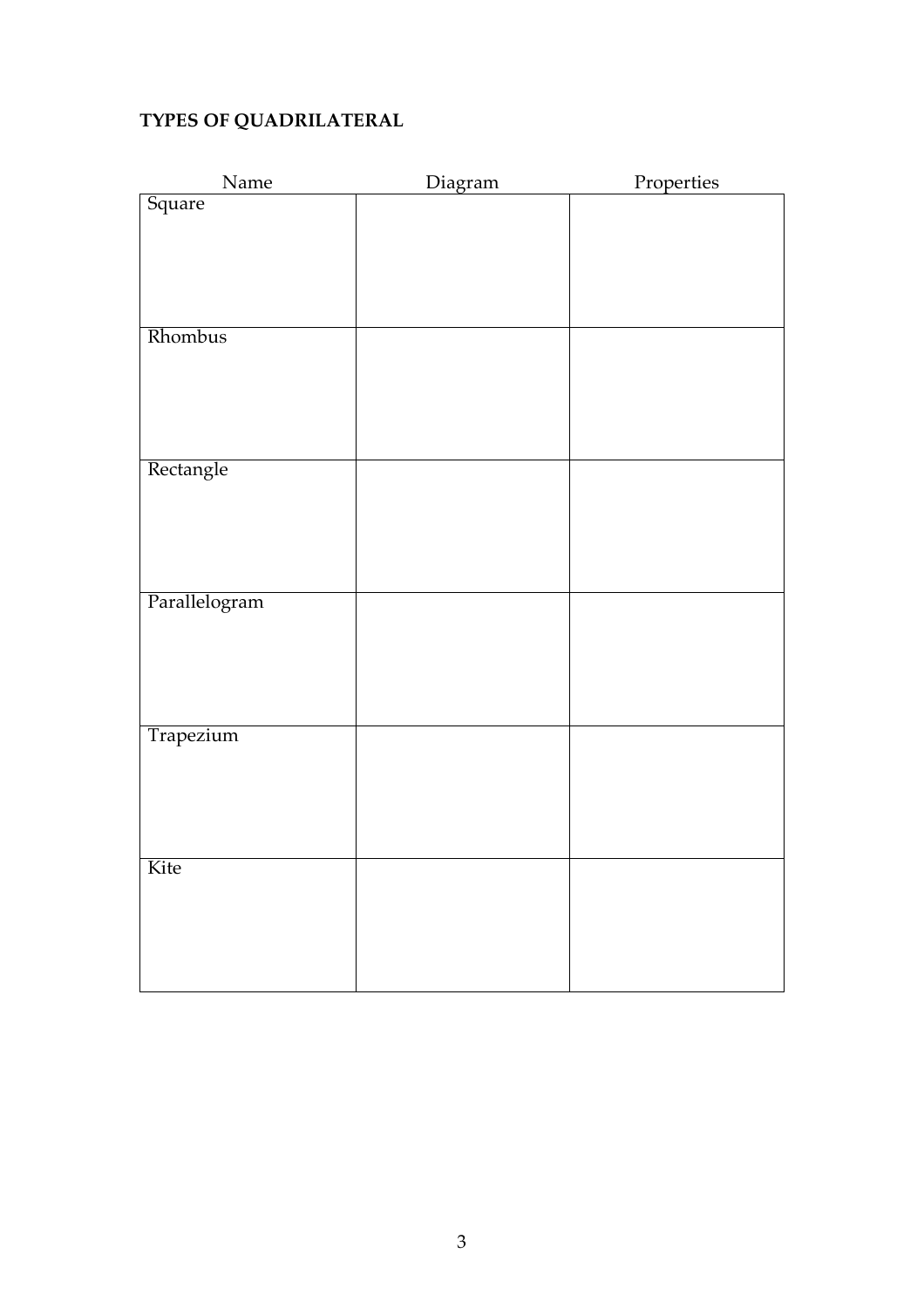**TYPES OF QUADRILATERAL**

| Name | Diagram | Properties |
| --- | --- | --- |
| Square | | |
| Rhombus | | |
| Rectangle | | |
| Parallelogram | | |
| Trapezium | | |
| Kite | | |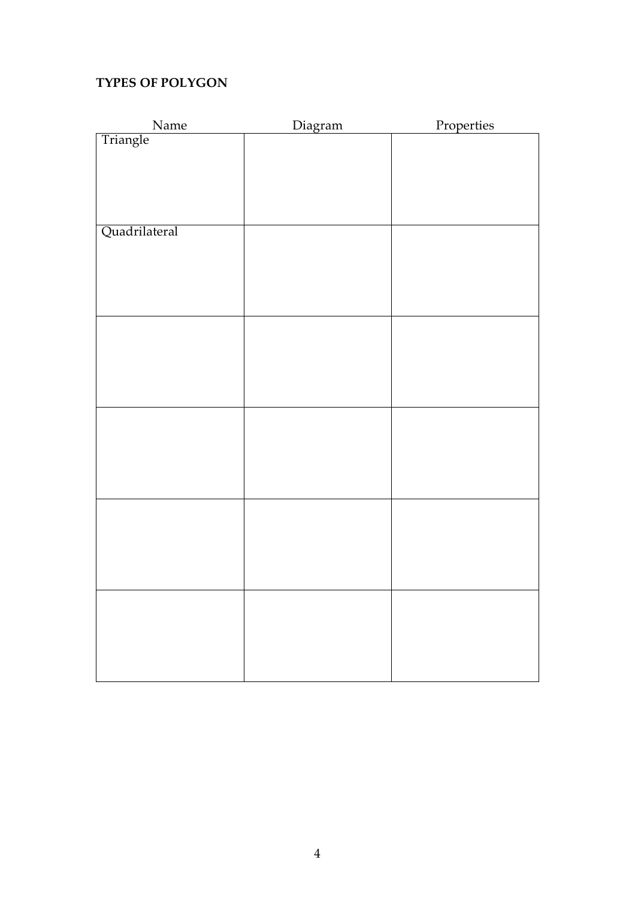**TYPES OF POLYGON**

| Name | Diagram | Properties |
| --- | --- | --- |
| Triangle | | |
| Quadrilateral | | |
| | | |
| | | |
| | | |
| | | |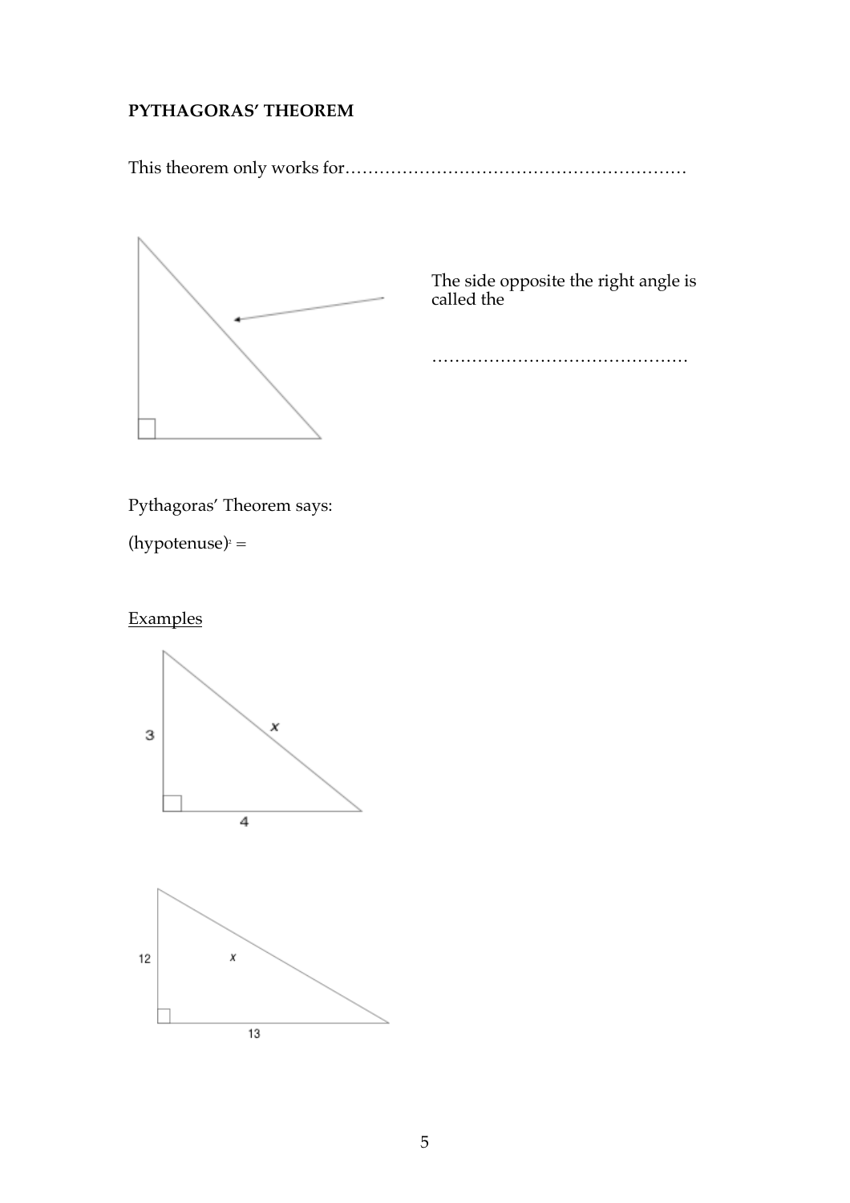**PYTHAGORAS' THEOREM**

This theorem only works for……………………………………………………

The side opposite the right angle is called the

………………………………………

Pythagoras' Theorem says:

$(\text{hypotenuse})^2 =$

<u>Examples</u>

3

$x$

4

12

$x$

13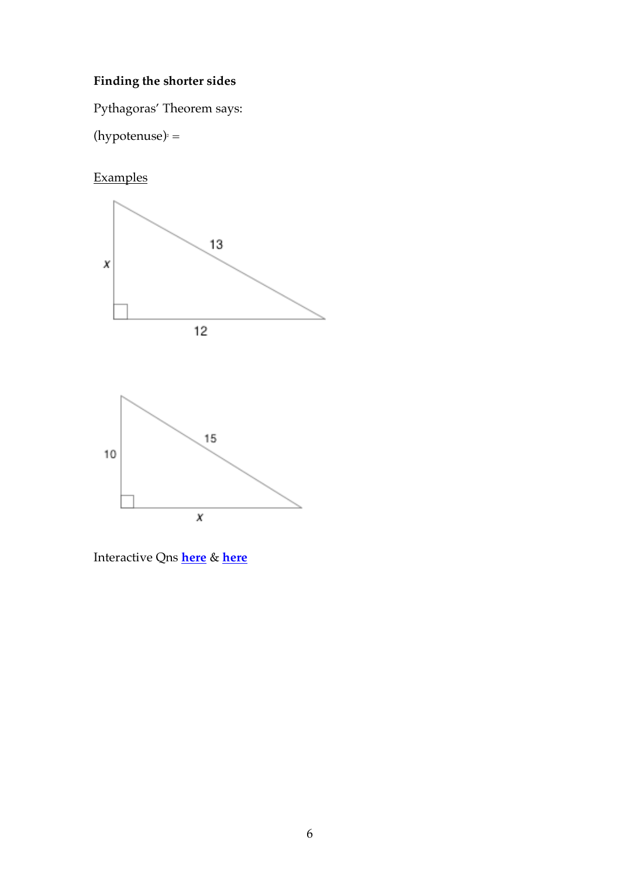**Finding the shorter sides**

Pythagoras' Theorem says:

$(\text{hypotenuse})^2 =$

<u>Examples</u>

x

13

12

10

15

x

Interactive Qns **here** & **here**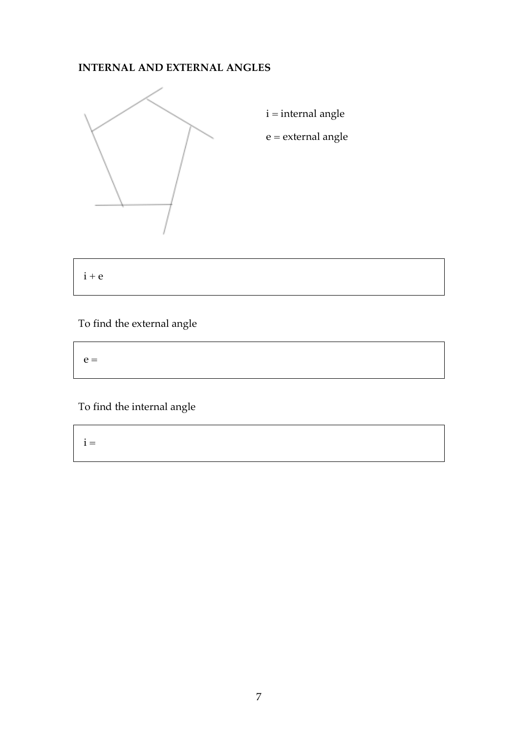**INTERNAL AND EXTERNAL ANGLES**

$i$ = internal angle

$e$ = external angle

| $i + e$ |
|---|

To find the external angle

| $e =$ |
|---|

To find the internal angle

| $i =$ |
|---|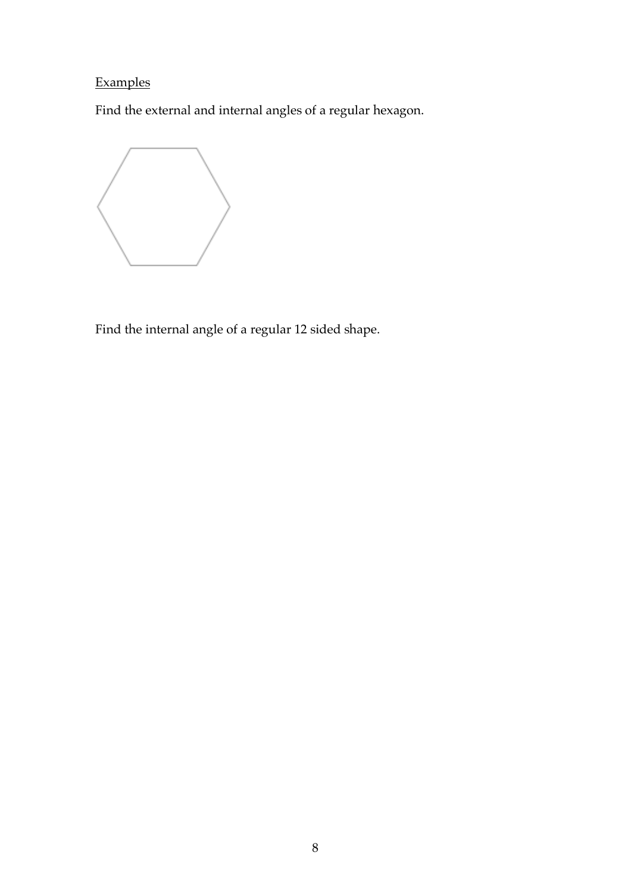<u>Examples</u>

Find the external and internal angles of a regular hexagon.

Find the internal angle of a regular 12 sided shape.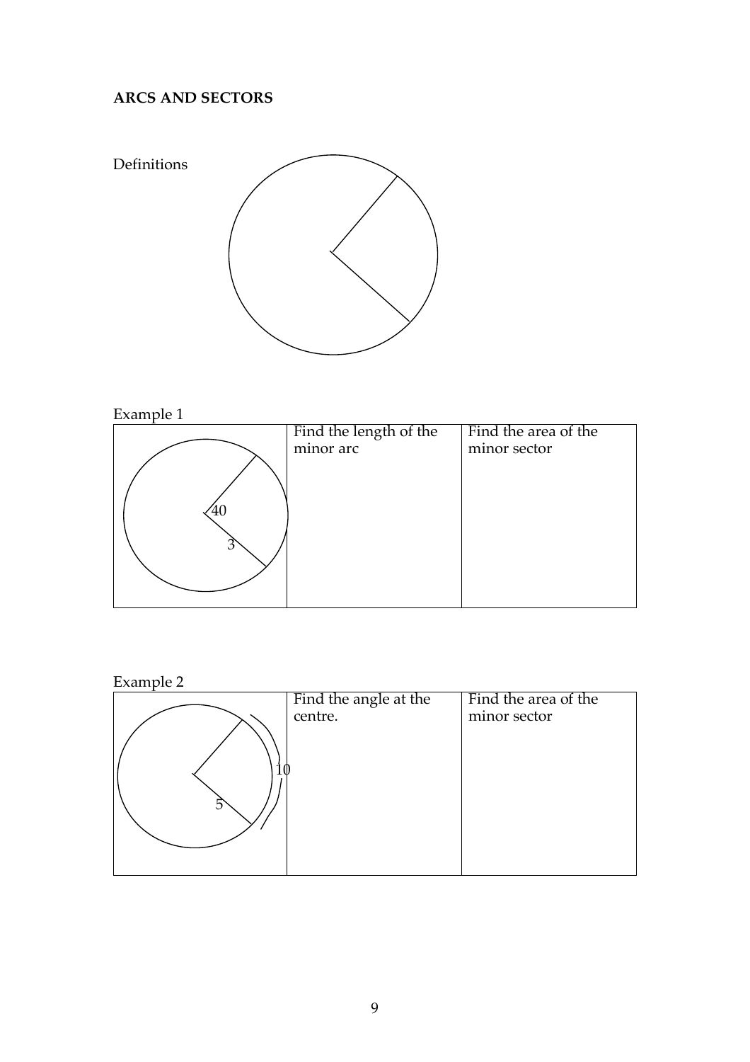**ARCS AND SECTORS**

Definitions

Example 1

| 40, 3 | Find the length of the minor arc | Find the area of the minor sector |
|---|---|---|
| | | |

Example 2

| 10, 5 | Find the angle at the centre. | Find the area of the minor sector |
|---|---|---|
| | | |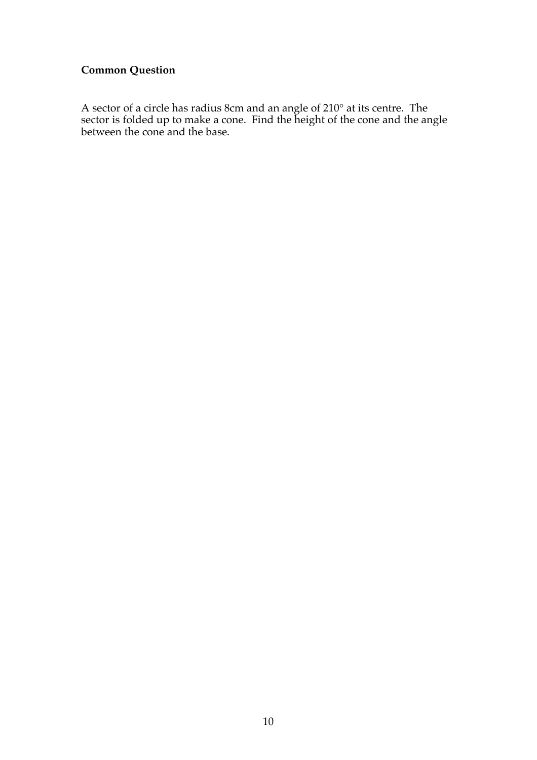**Common Question**

A sector of a circle has radius 8cm and an angle of 210° at its centre. The sector is folded up to make a cone. Find the height of the cone and the angle between the cone and the base.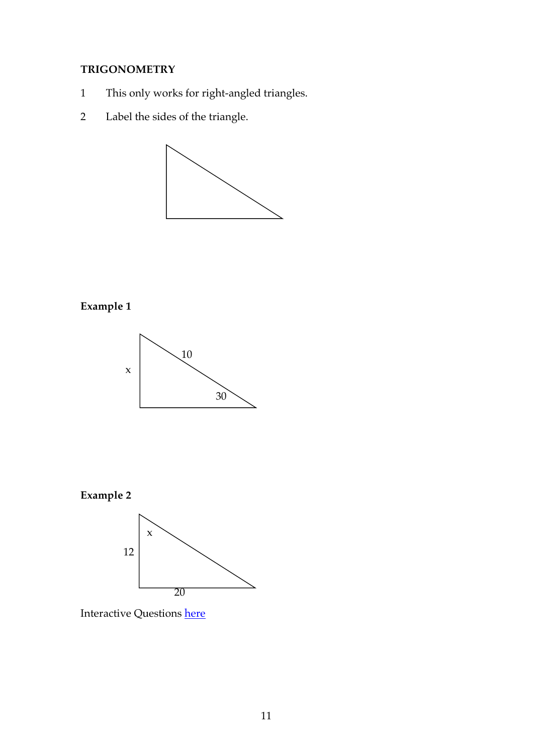**TRIGONOMETRY**

1. This only works for right-angled triangles.
2. Label the sides of the triangle.

**Example 1**

x

10

30

**Example 2**

x

12

20

Interactive Questions [here]()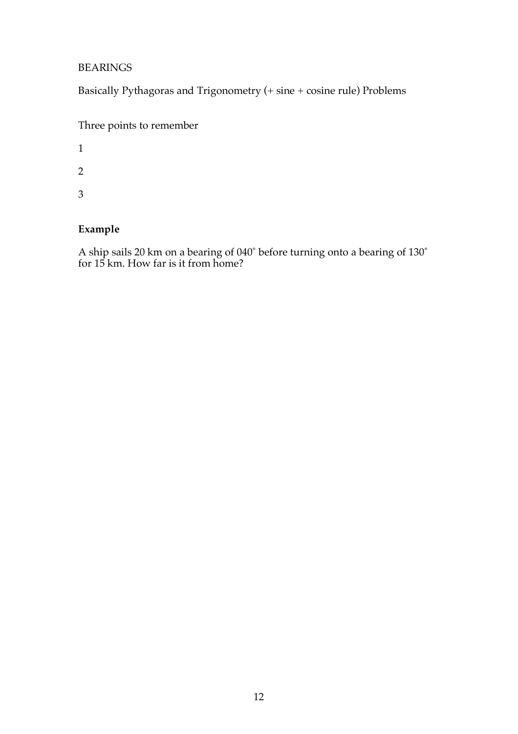BEARINGS

Basically Pythagoras and Trigonometry (+ sine + cosine rule) Problems

Three points to remember

1

2

3

**Example**

A ship sails 20 km on a bearing of 040˚ before turning onto a bearing of 130˚ for 15 km. How far is it from home?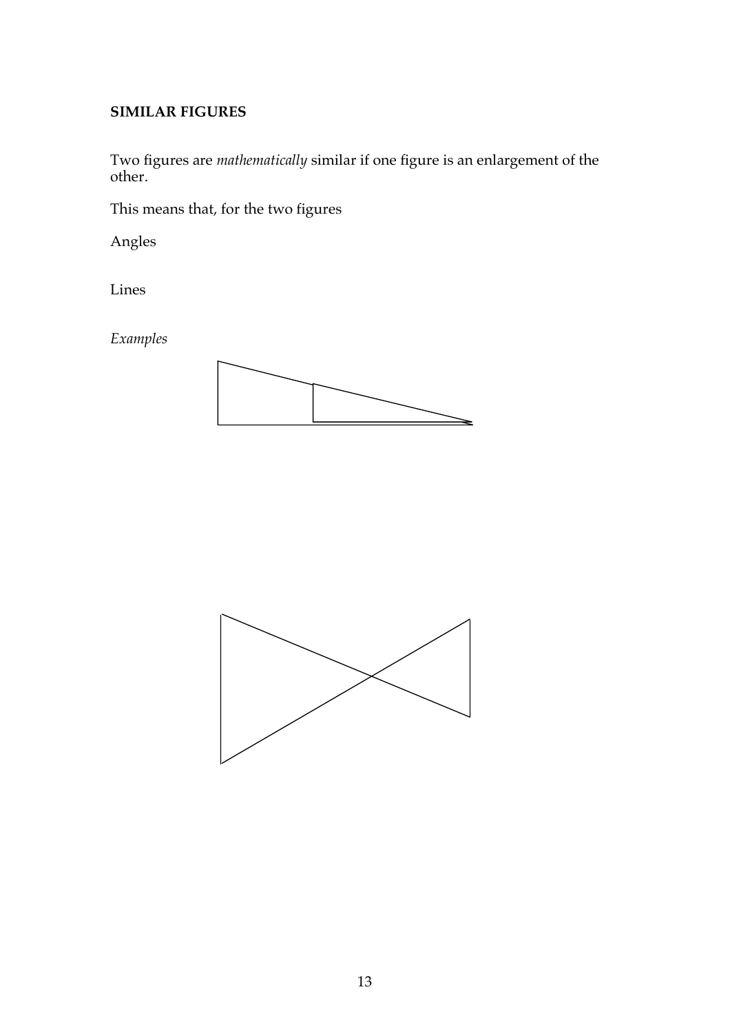**SIMILAR FIGURES**

Two figures are *mathematically* similar if one figure is an enlargement of the other.

This means that, for the two figures

Angles

Lines

*Examples*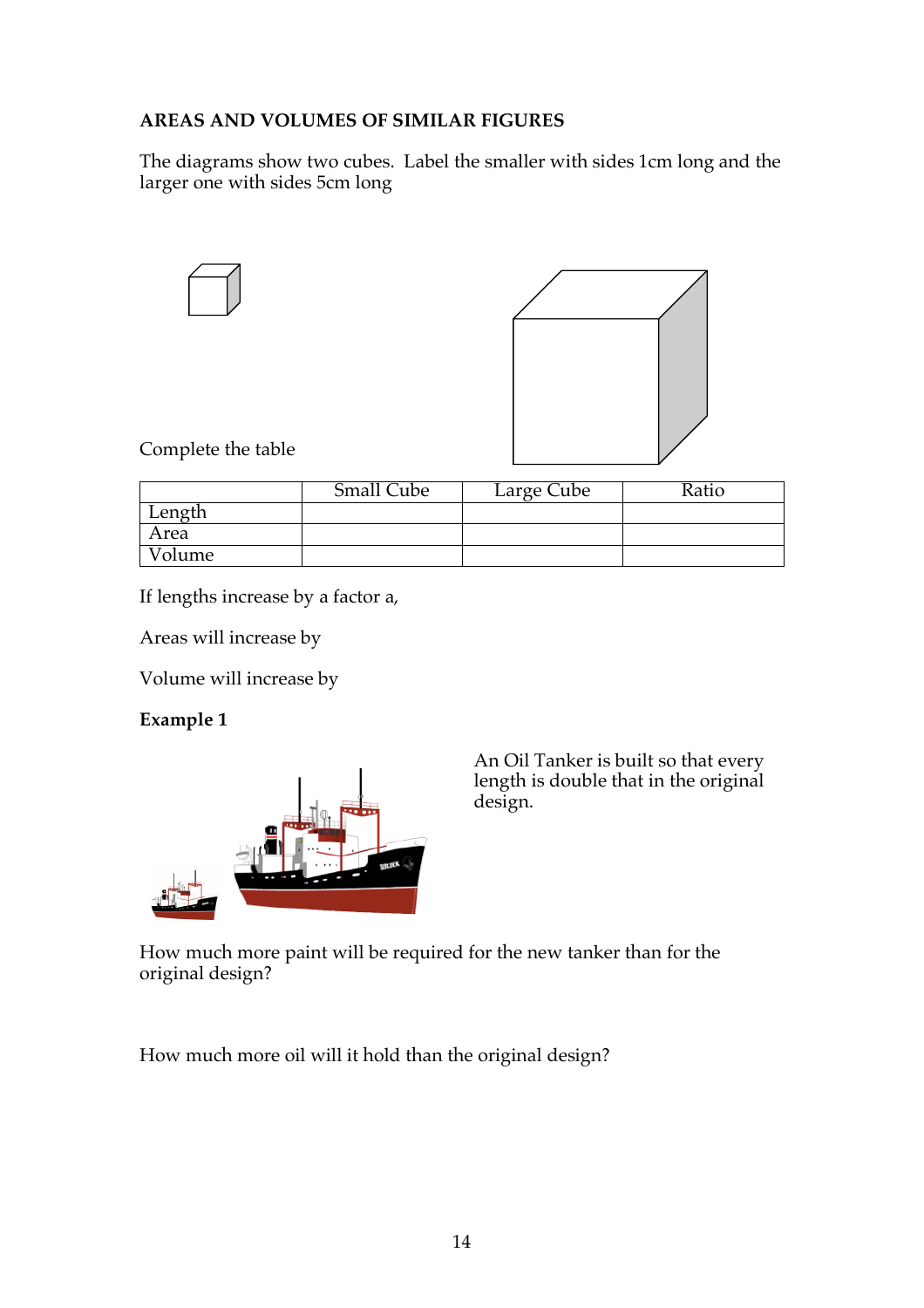**AREAS AND VOLUMES OF SIMILAR FIGURES**

The diagrams show two cubes. Label the smaller with sides 1cm long and the larger one with sides 5cm long

Complete the table

| | Small Cube | Large Cube | Ratio |
|---|---|---|---|
| Length | | | |
| Area | | | |
| Volume | | | |

If lengths increase by a factor a,

Areas will increase by

Volume will increase by

**Example 1**

An Oil Tanker is built so that every length is double that in the original design.

How much more paint will be required for the new tanker than for the original design?

How much more oil will it hold than the original design?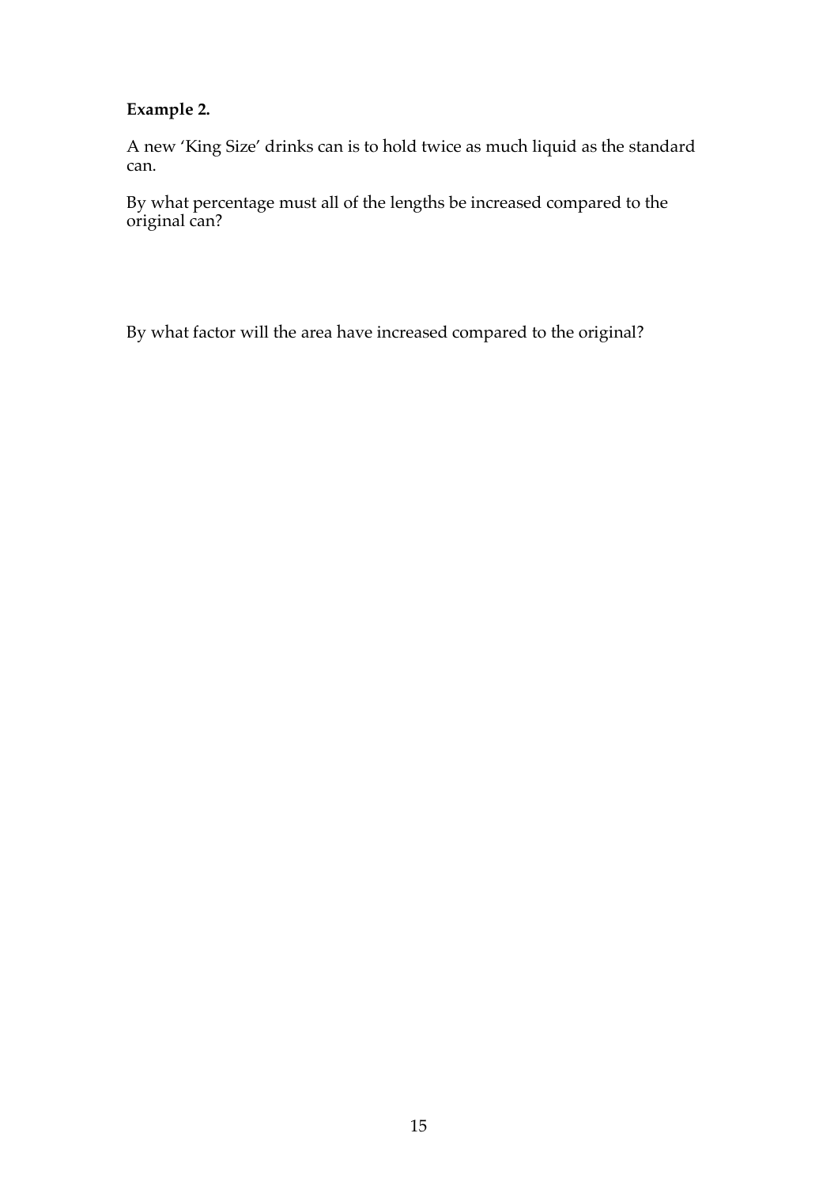**Example 2.**

A new 'King Size' drinks can is to hold twice as much liquid as the standard can.

By what percentage must all of the lengths be increased compared to the original can?

By what factor will the area have increased compared to the original?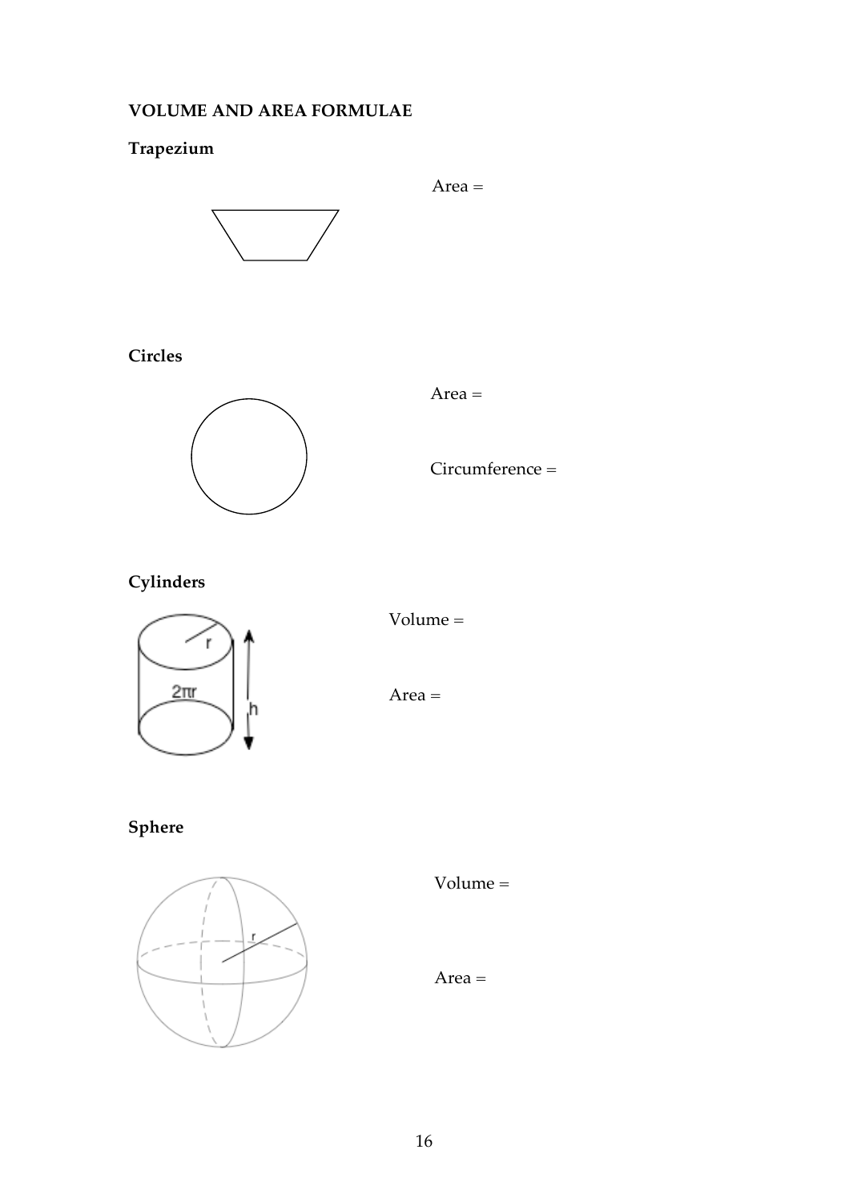**VOLUME AND AREA FORMULAE**

**Trapezium**

Area =

**Circles**

Area =

Circumference =

**Cylinders**

Volume =

Area =

**Sphere**

Volume =

Area =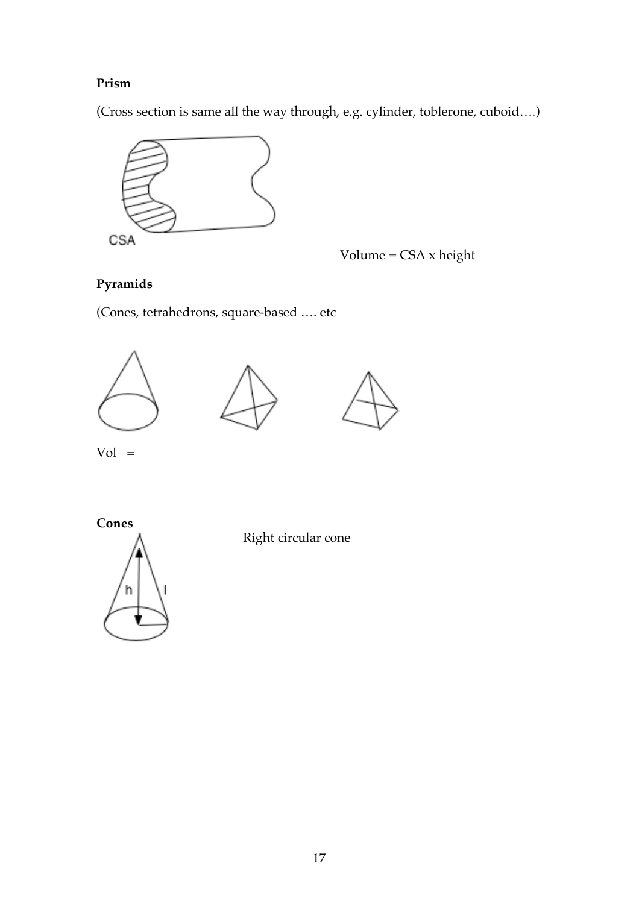**Prism**

(Cross section is same all the way through, e.g. cylinder, toblerone, cuboid….)

CSA

Volume = CSA x height

**Pyramids**

(Cones, tetrahedrons, square-based …. etc

Vol =

**Cones**

h l

Right circular cone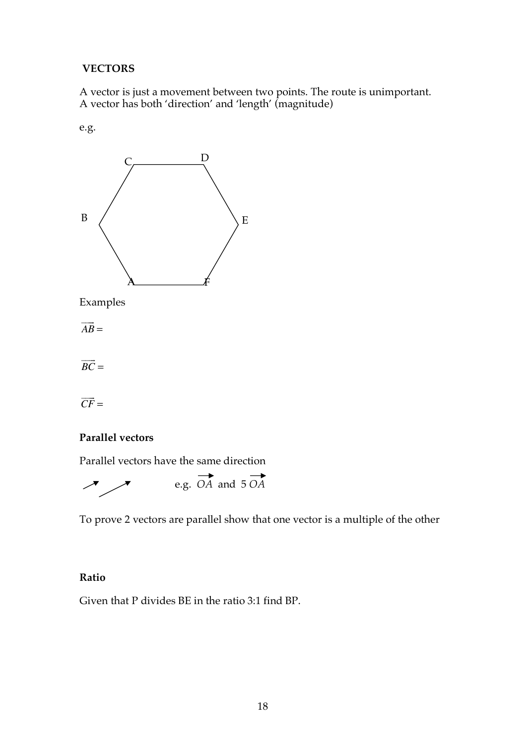**VECTORS**

A vector is just a movement between two points. The route is unimportant.
A vector has both 'direction' and 'length' (magnitude)

e.g.

Examples

$\overrightarrow{AB} =$

$\overrightarrow{BC} =$

$\overrightarrow{CF} =$

**Parallel vectors**

Parallel vectors have the same direction

e.g. $\overrightarrow{OA}$ and $5\,\overrightarrow{OA}$

To prove 2 vectors are parallel show that one vector is a multiple of the other

**Ratio**

Given that P divides BE in the ratio 3:1 find BP.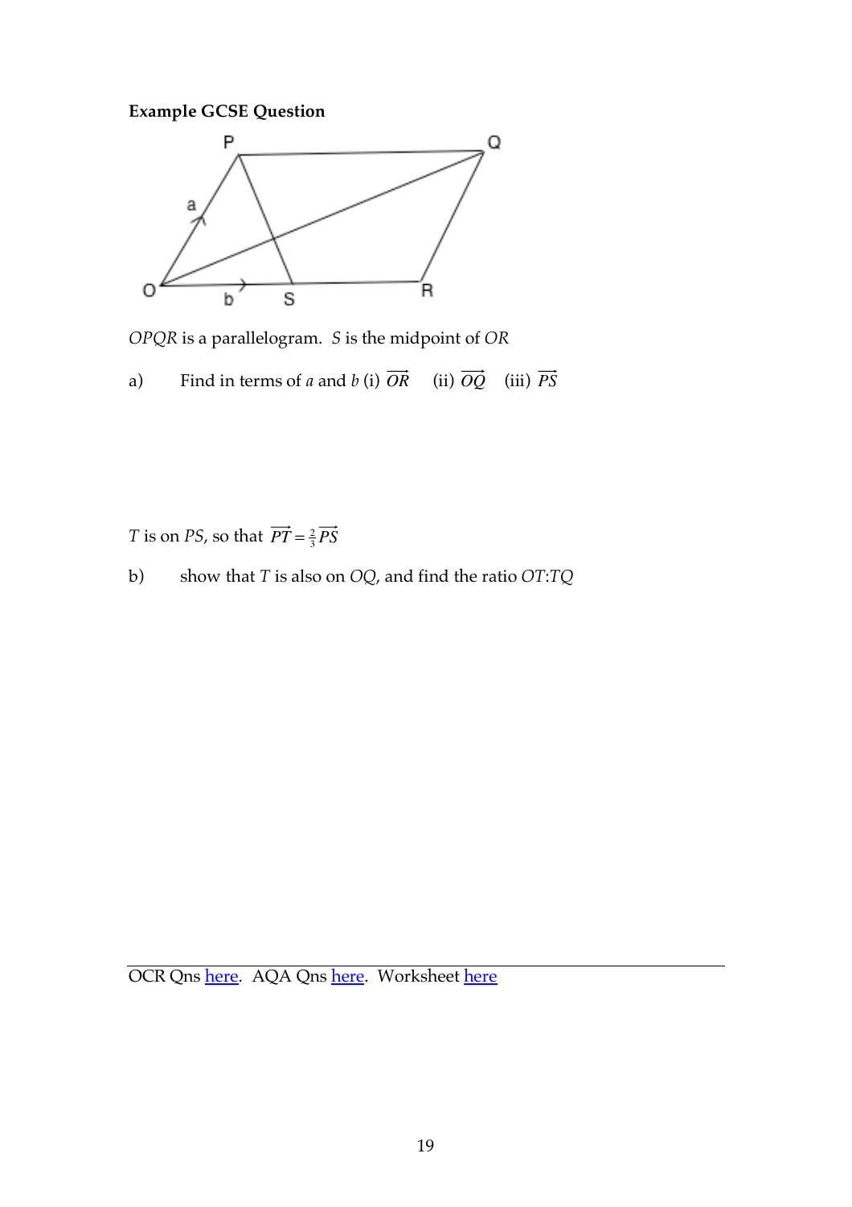**Example GCSE Question**

*OPQR* is a parallelogram. *S* is the midpoint of *OR*

a) Find in terms of $a$ and $b$ (i) $\overrightarrow{OR}$ (ii) $\overrightarrow{OQ}$ (iii) $\overrightarrow{PS}$

*T* is on *PS*, so that $\overrightarrow{PT} = \frac{2}{3}\overrightarrow{PS}$

b) show that *T* is also on *OQ*, and find the ratio *OT*:*TQ*

OCR Qns here. AQA Qns here. Worksheet here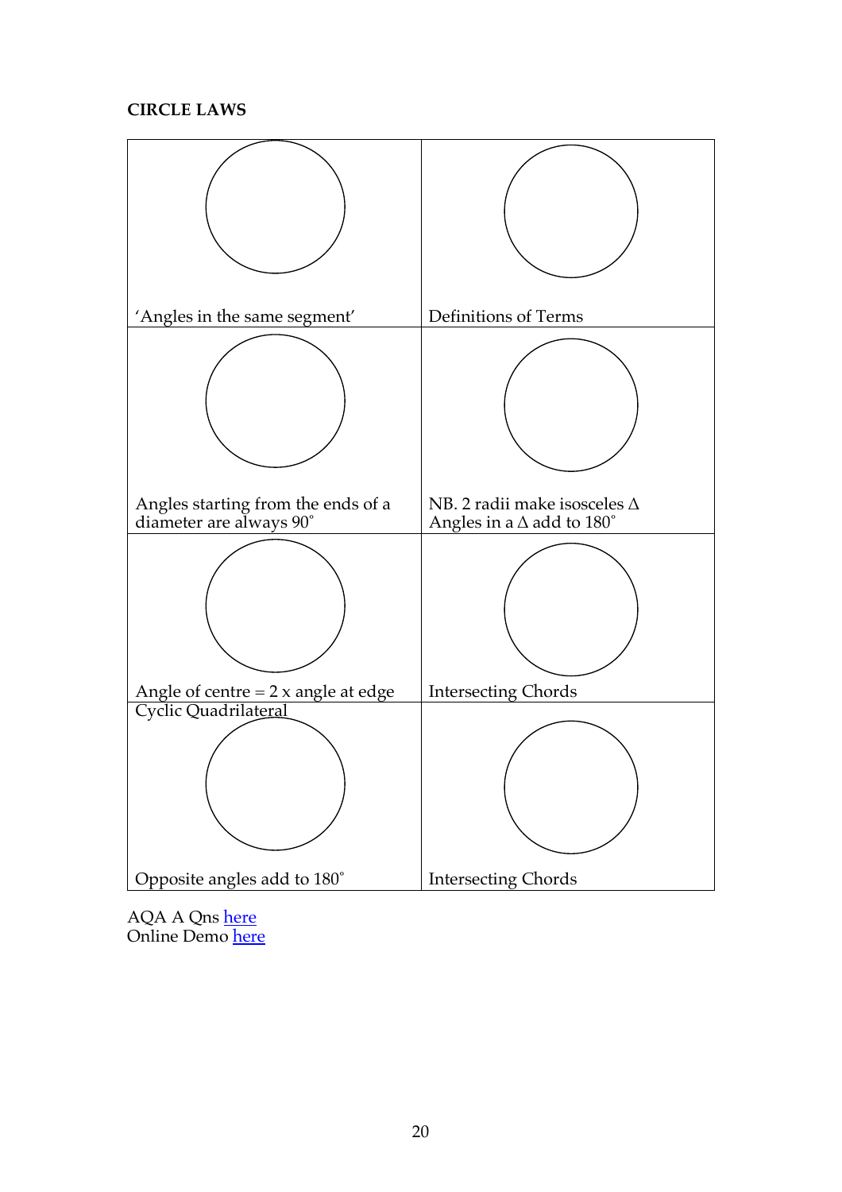**CIRCLE LAWS**

| | |
|---|---|
| 'Angles in the same segment' | Definitions of Terms |
| Angles starting from the ends of a diameter are always 90˚ | NB. 2 radii make isosceles Δ<br>Angles in a Δ add to 180˚ |
| Angle of centre = 2 x angle at edge | Intersecting Chords |
| Cyclic Quadrilateral<br>Opposite angles add to 180˚ | Intersecting Chords |

AQA A Qns here
Online Demo here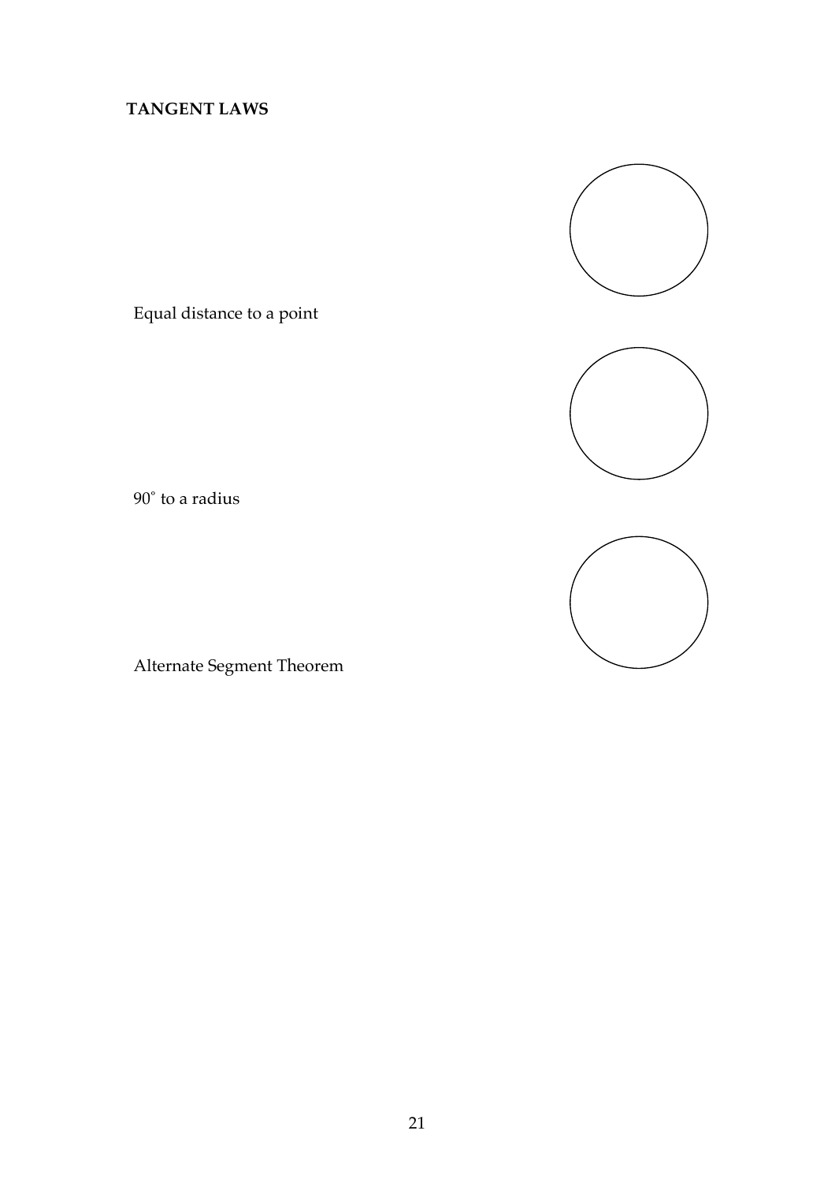**TANGENT LAWS**

Equal distance to a point

90˚ to a radius

Alternate Segment Theorem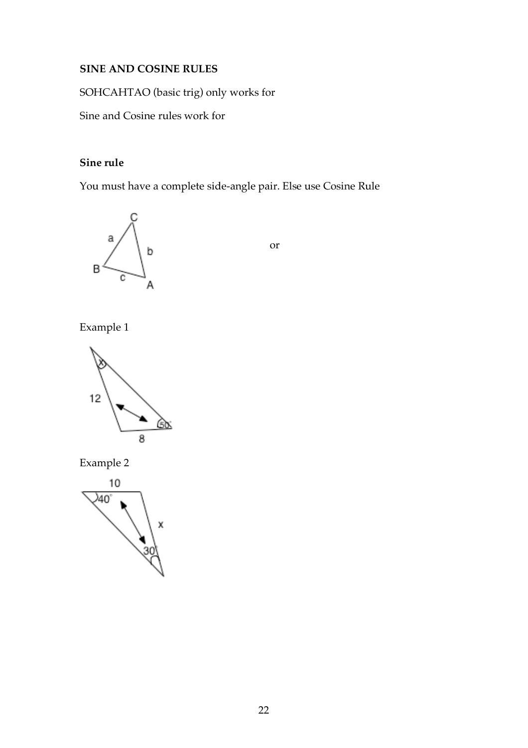**SINE AND COSINE RULES**

SOHCAHTAO (basic trig) only works for

Sine and Cosine rules work for

**Sine rule**

You must have a complete side-angle pair. Else use Cosine Rule

or

Example 1

Example 2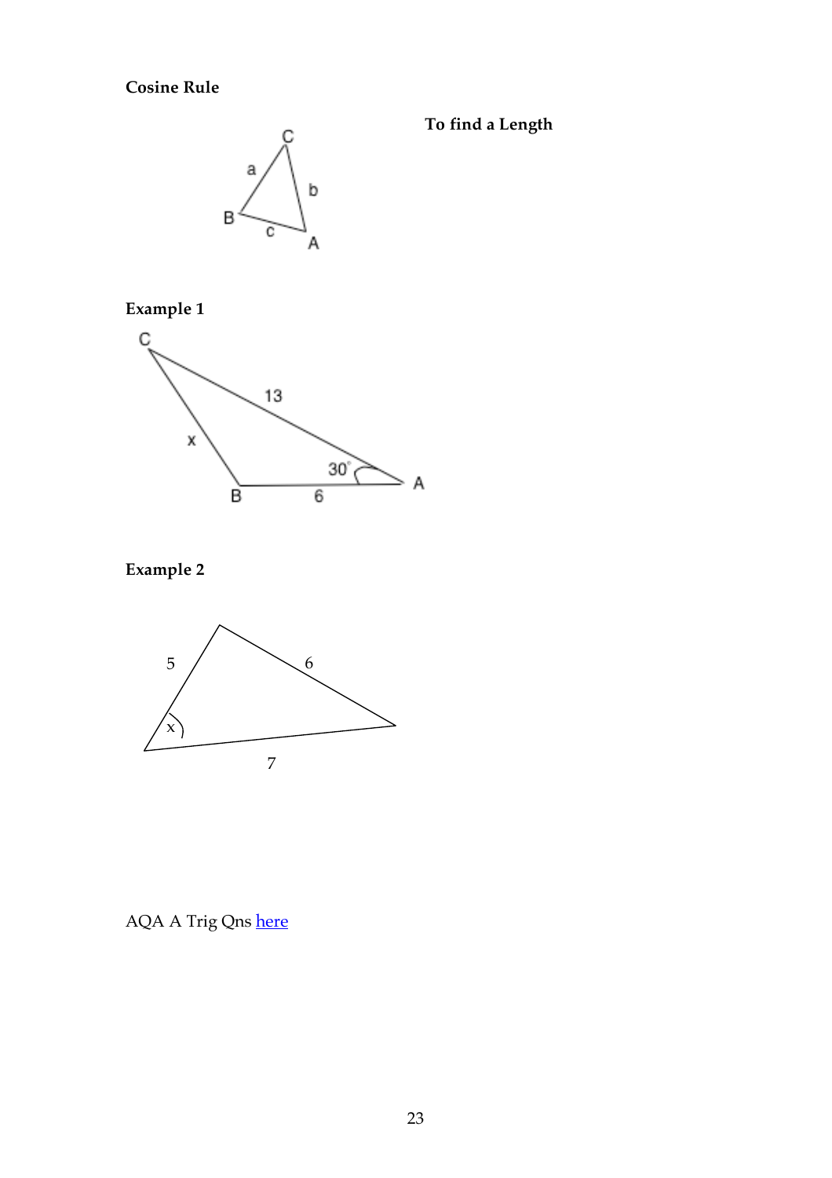**Cosine Rule**

**To find a Length**

**Example 1**

**Example 2**

AQA A Trig Qns [here]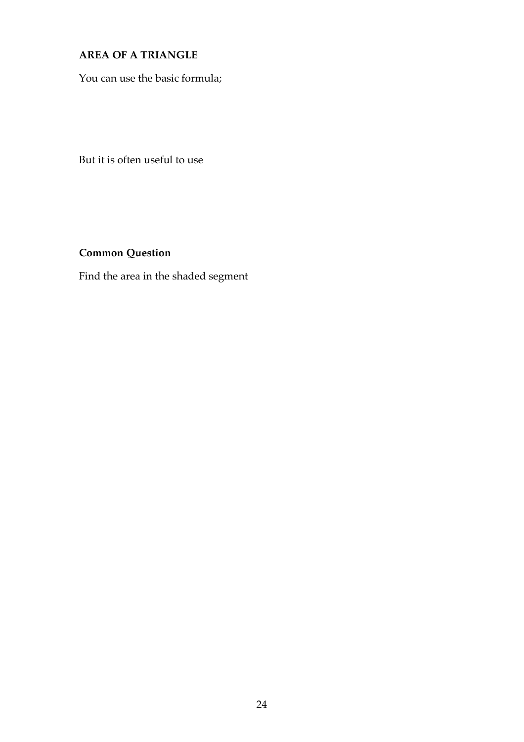**AREA OF A TRIANGLE**

You can use the basic formula;

But it is often useful to use

**Common Question**

Find the area in the shaded segment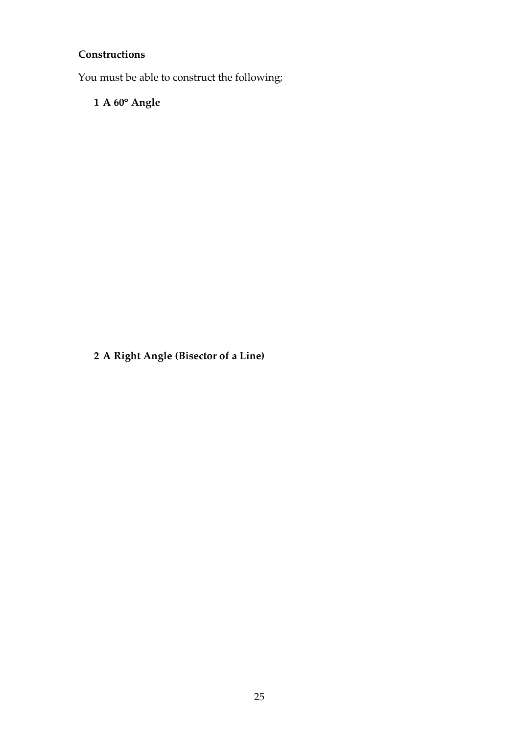**Constructions**

You must be able to construct the following;

**1 A 60° Angle**

**2 A Right Angle (Bisector of a Line)**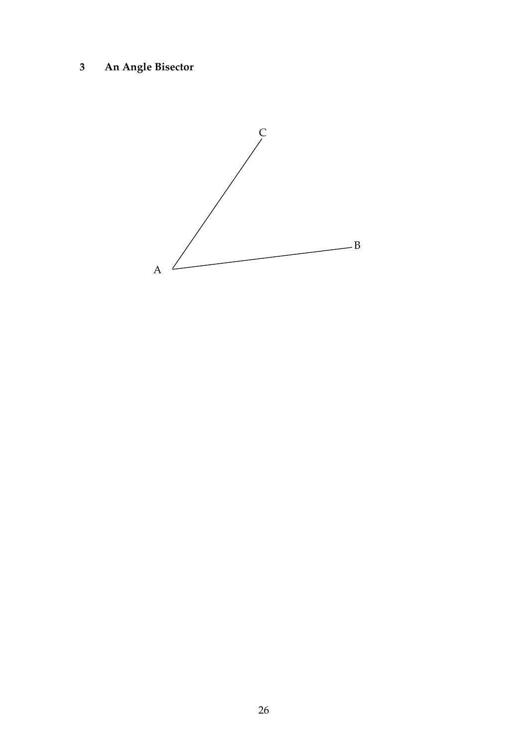## 3 An Angle Bisector

C

B

A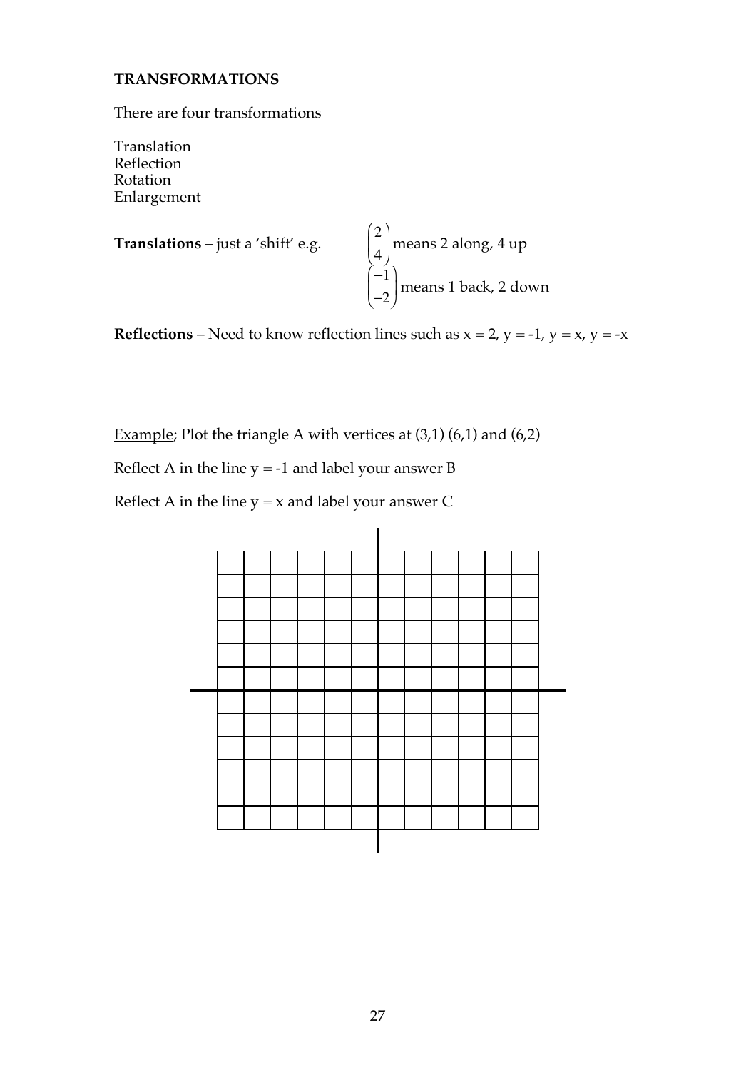**TRANSFORMATIONS**

There are four transformations

Translation
Reflection
Rotation
Enlargement

**Translations** – just a 'shift' e.g. $\begin{pmatrix} 2 \\ 4 \end{pmatrix}$ means 2 along, 4 up

$\begin{pmatrix} -1 \\ -2 \end{pmatrix}$ means 1 back, 2 down

**Reflections** – Need to know reflection lines such as x = 2, y = -1, y = x, y = -x

Example; Plot the triangle A with vertices at (3,1) (6,1) and (6,2)

Reflect A in the line y = -1 and label your answer B

Reflect A in the line y = x and label your answer C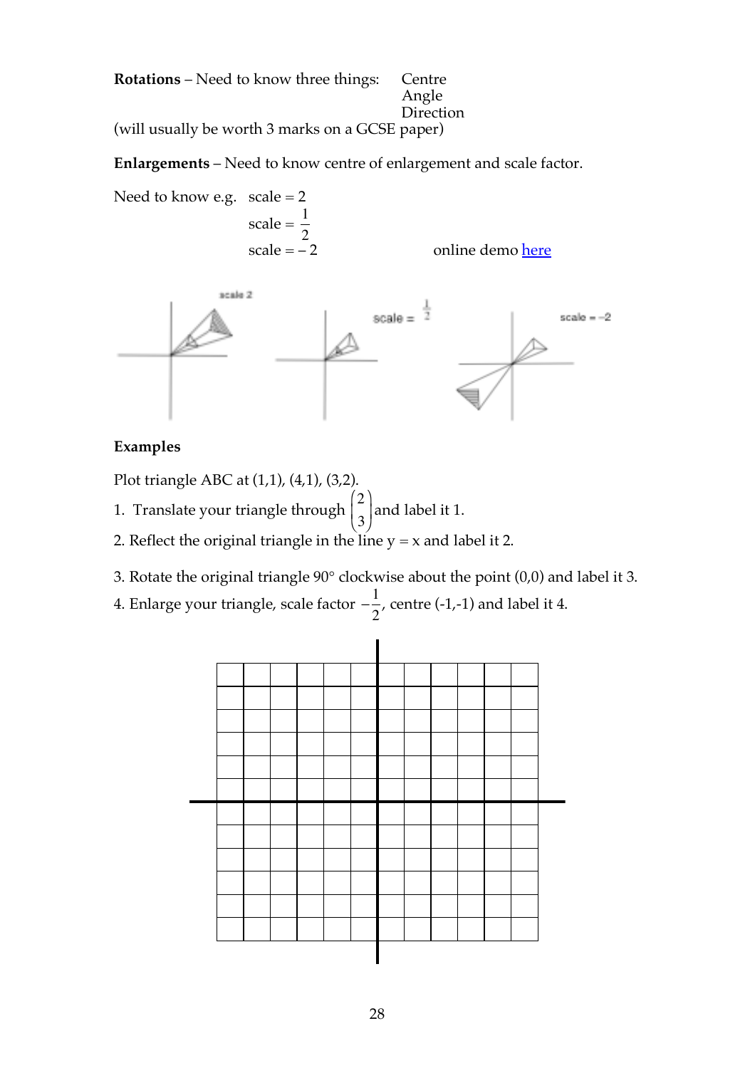**Rotations** – Need to know three things: Centre
Angle
Direction

(will usually be worth 3 marks on a GCSE paper)

**Enlargements** – Need to know centre of enlargement and scale factor.

Need to know e.g. scale = 2

scale = $\frac{1}{2}$

scale = – 2 online demo here

## Examples

Plot triangle ABC at (1,1), (4,1), (3,2).

1. Translate your triangle through $\begin{pmatrix} 2 \\ 3 \end{pmatrix}$ and label it 1.
2. Reflect the original triangle in the line y = x and label it 2.
3. Rotate the original triangle 90° clockwise about the point (0,0) and label it 3.
4. Enlarge your triangle, scale factor $-\frac{1}{2}$, centre (-1,-1) and label it 4.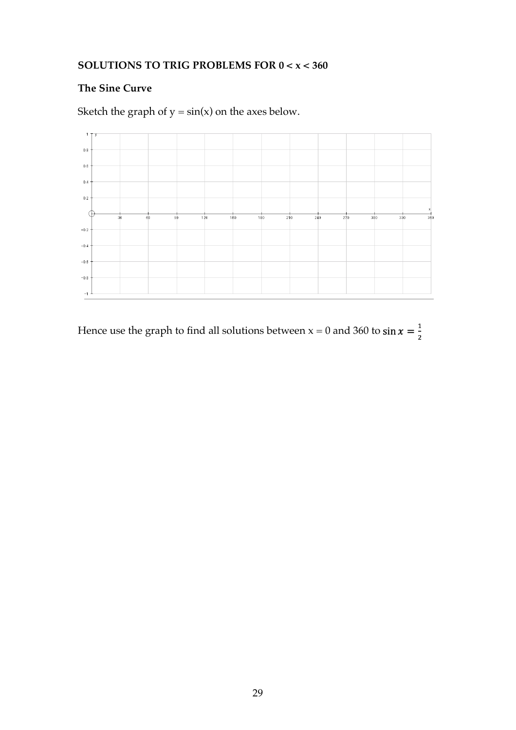**SOLUTIONS TO TRIG PROBLEMS FOR $0 < x < 360$**

**The Sine Curve**

Sketch the graph of $y = \sin(x)$ on the axes below.

Hence use the graph to find all solutions between x = 0 and 360 to $\sin x = \frac{1}{2}$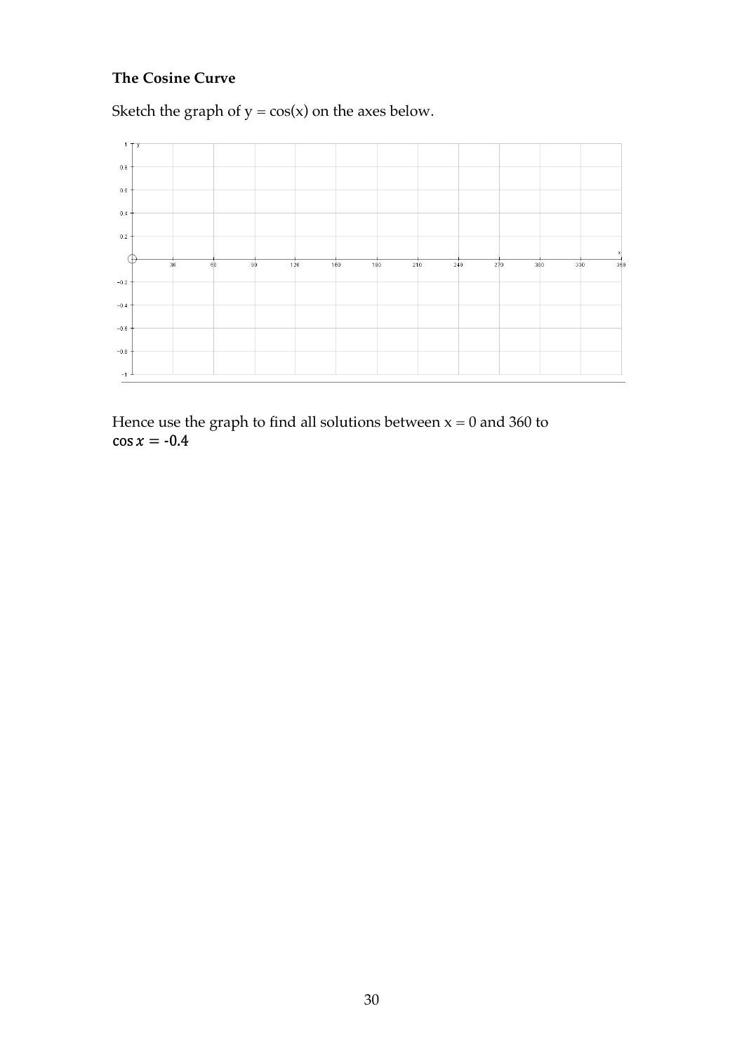**The Cosine Curve**

Sketch the graph of y = cos(x) on the axes below.

1
y
0.8
0.6
0.4
0.2
x
30
60
90
120
150
180
210
240
270
300
330
360
−0.2
−0.4
−0.6
−0.8
−1

Hence use the graph to find all solutions between x = 0 and 360 to
$\cos x = -0.4$